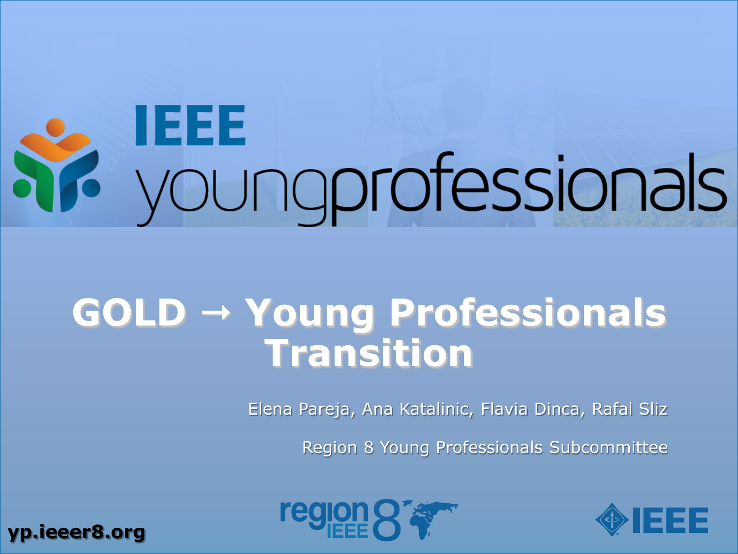# IEEE youngprofessionals

# GOLD → Young Professionals Transition

Elena Pareja, Ana Katalinic, Flavia Dinca, Rafal Sliz

Region 8 Young Professionals Subcommittee

yp.ieeer8.org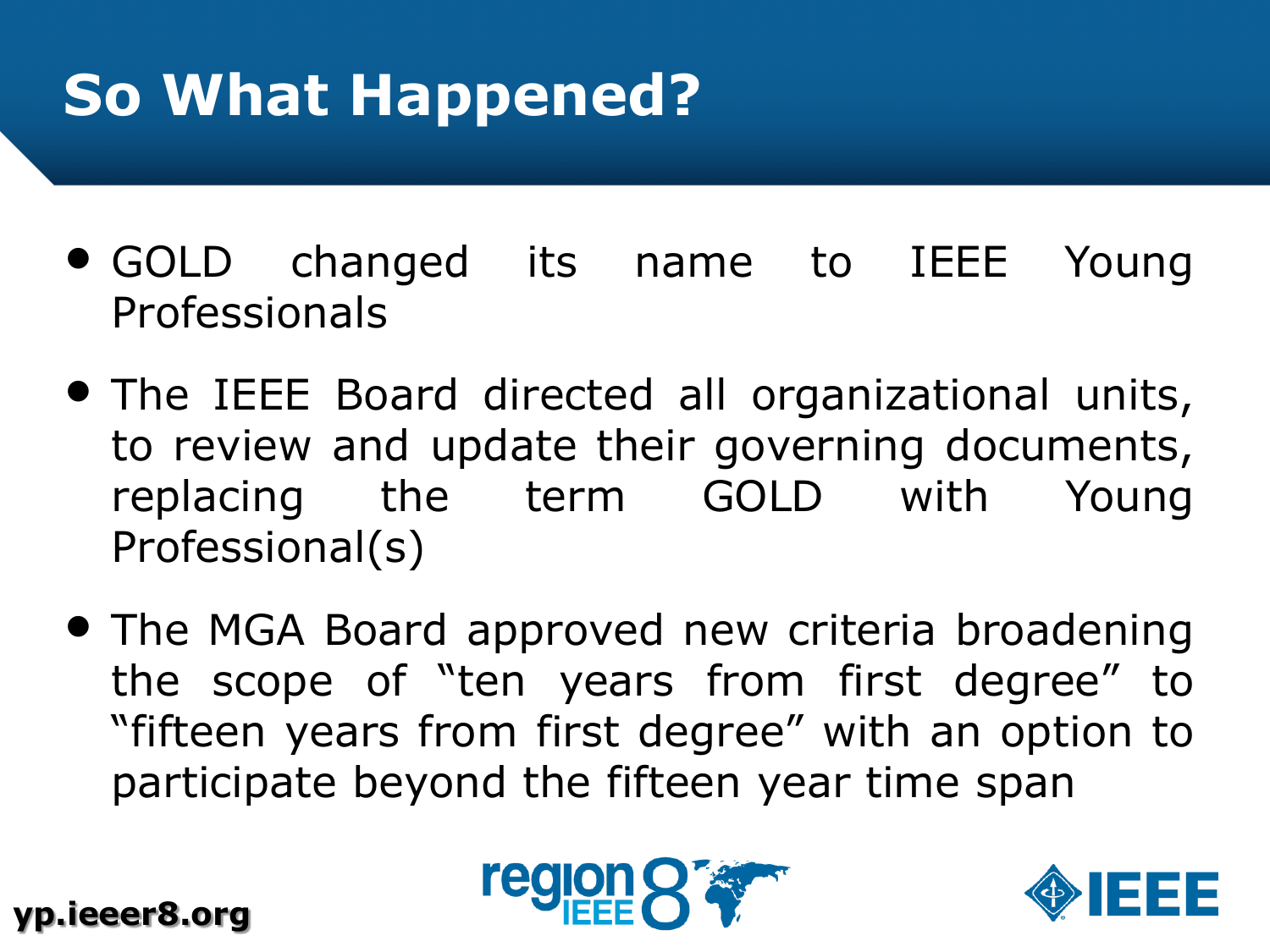# So What Happened?

- GOLD changed its name to IEEE Young Professionals
- The IEEE Board directed all organizational units, to review and update their governing documents, replacing the term GOLD with Young Professional(s)
- The MGA Board approved new criteria broadening the scope of "ten years from first degree" to "fifteen years from first degree" with an option to participate beyond the fifteen year time span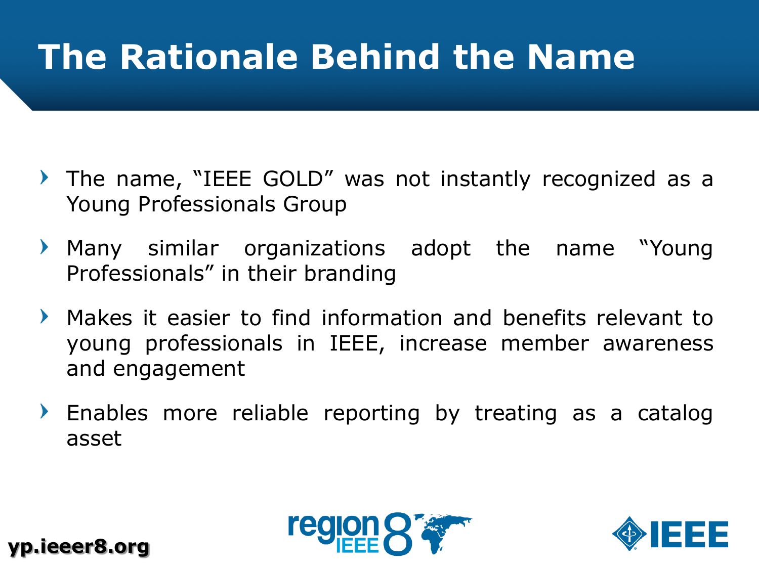# The Rationale Behind the Name

- The name, "IEEE GOLD" was not instantly recognized as a Young Professionals Group
- Many similar organizations adopt the name "Young Professionals" in their branding
- Makes it easier to find information and benefits relevant to young professionals in IEEE, increase member awareness and engagement
- Enables more reliable reporting by treating as a catalog asset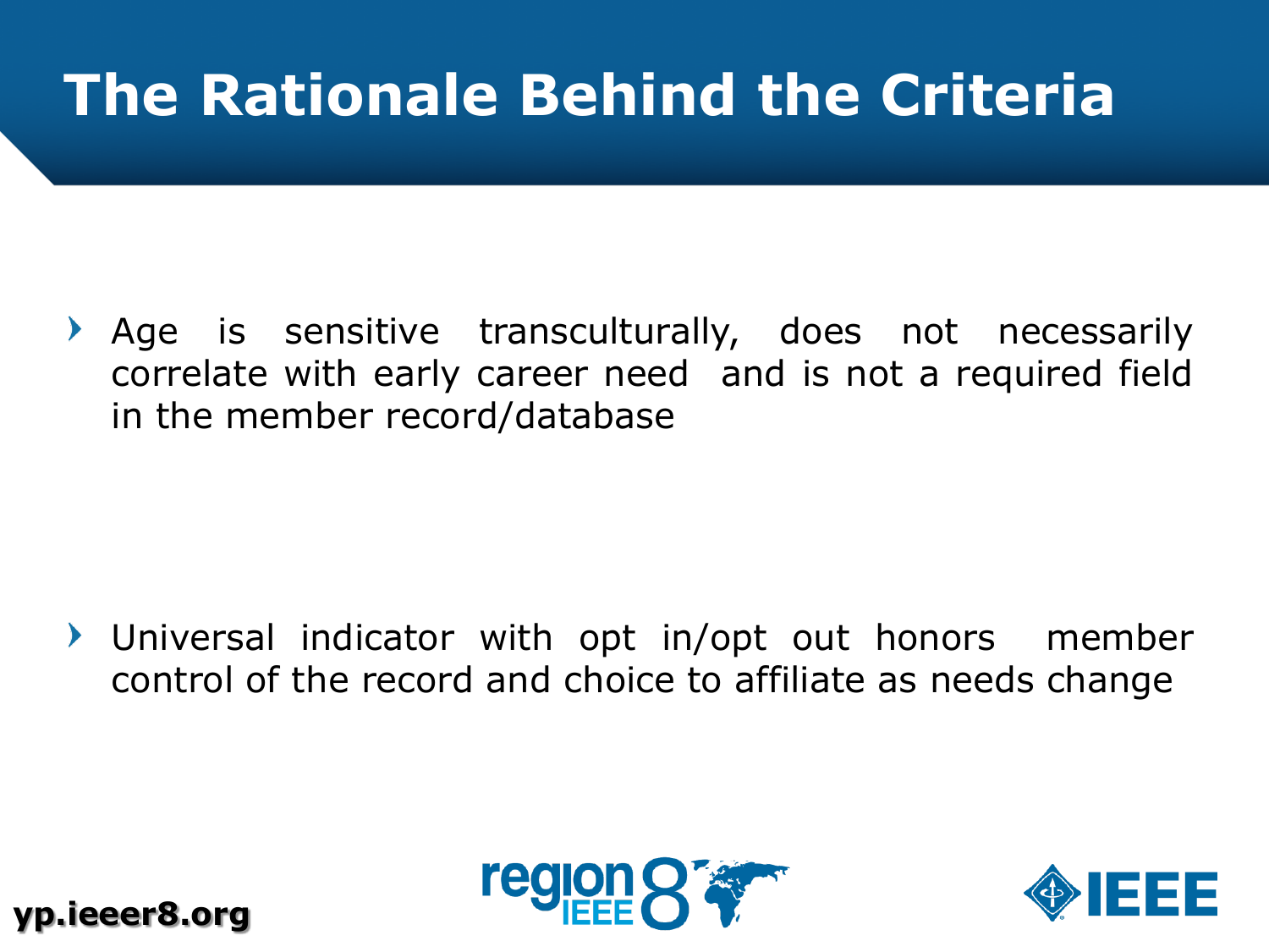# The Rationale Behind the Criteria

- Age is sensitive transculturally, does not necessarily correlate with early career need and is not a required field in the member record/database

- Universal indicator with opt in/opt out honors member control of the record and choice to affiliate as needs change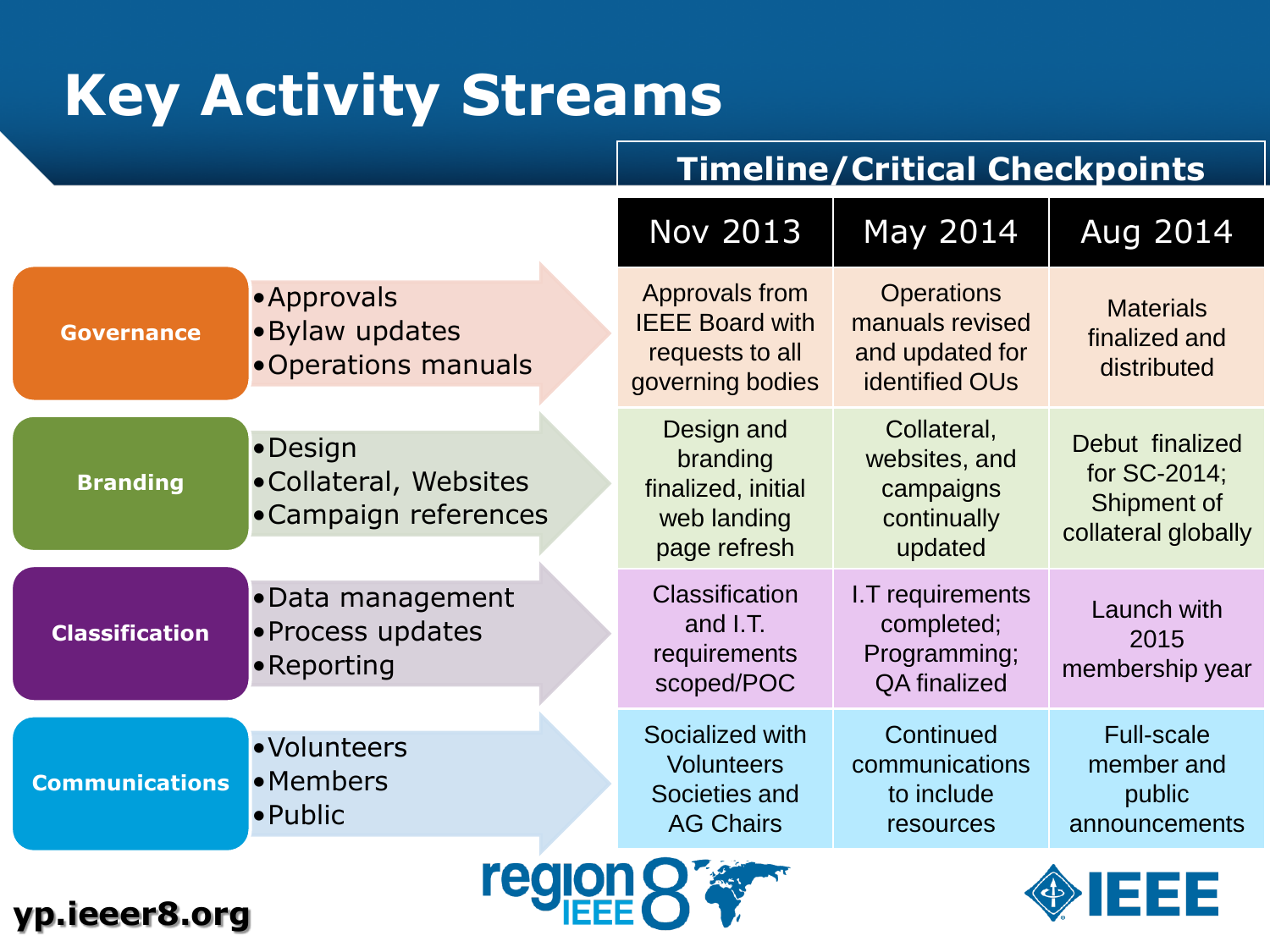# Key Activity Streams

## Timeline/Critical Checkpoints

| Activity Stream | Focus Areas | Nov 2013 | May 2014 | Aug 2014 |
|---|---|---|---|---|
| **Governance** | • Approvals<br>• Bylaw updates<br>• Operations manuals | Approvals from IEEE Board with requests to all governing bodies | Operations manuals revised and updated for identified OUs | Materials finalized and distributed |
| **Branding** | • Design<br>• Collateral, Websites<br>• Campaign references | Design and branding finalized, initial web landing page refresh | Collateral, websites, and campaigns continually updated | Debut finalized for SC-2014; Shipment of collateral globally |
| **Classification** | • Data management<br>• Process updates<br>• Reporting | Classification and I.T. requirements scoped/POC | I.T requirements completed; Programming; QA finalized | Launch with 2015 membership year |
| **Communications** | • Volunteers<br>• Members<br>• Public | Socialized with Volunteers Societies and AG Chairs | Continued communications to include resources | Full-scale member and public announcements |

yp.ieeer8.org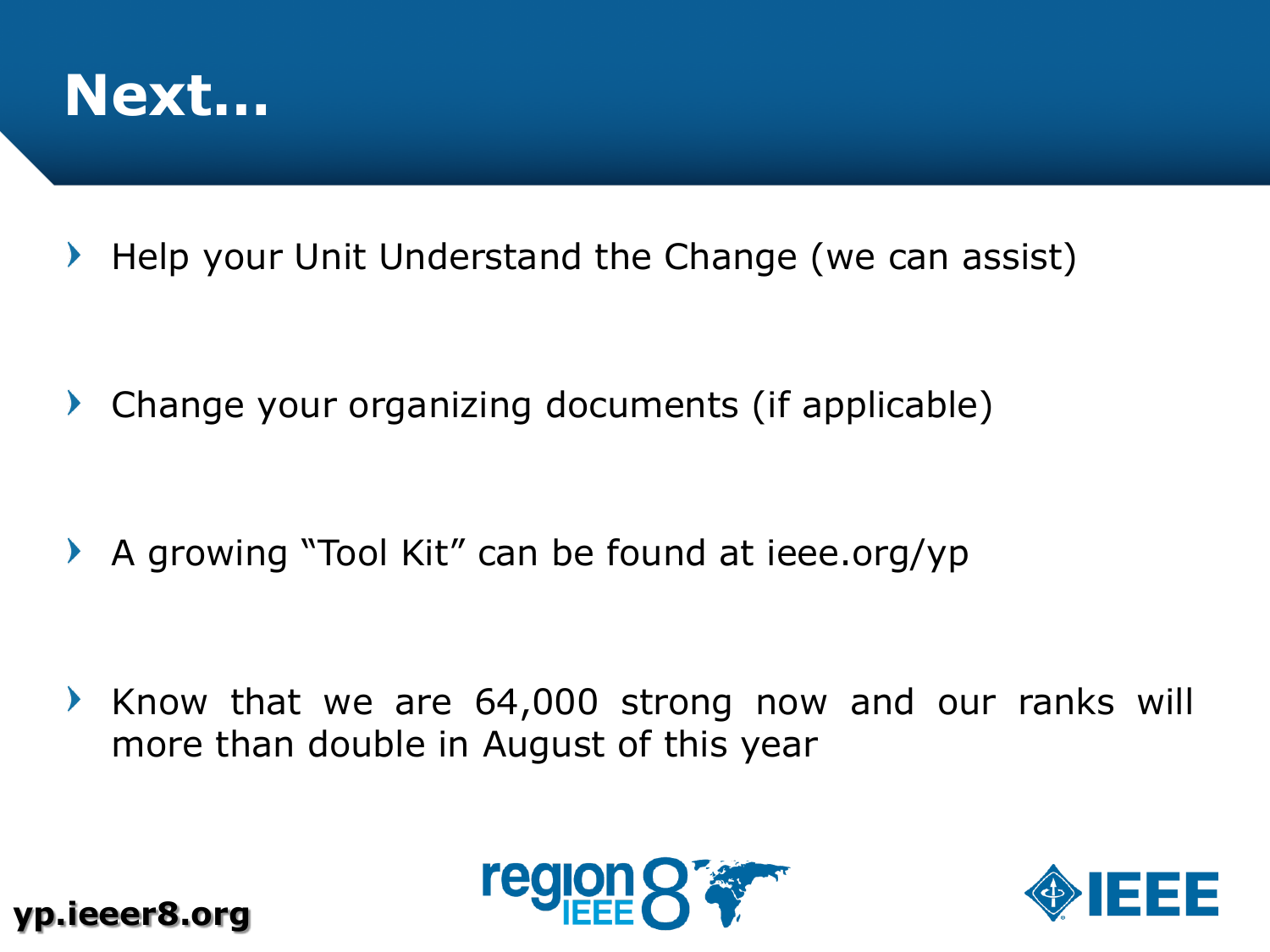# Next…

- Help your Unit Understand the Change (we can assist)
- Change your organizing documents (if applicable)
- A growing "Tool Kit" can be found at ieee.org/yp
- Know that we are 64,000 strong now and our ranks will more than double in August of this year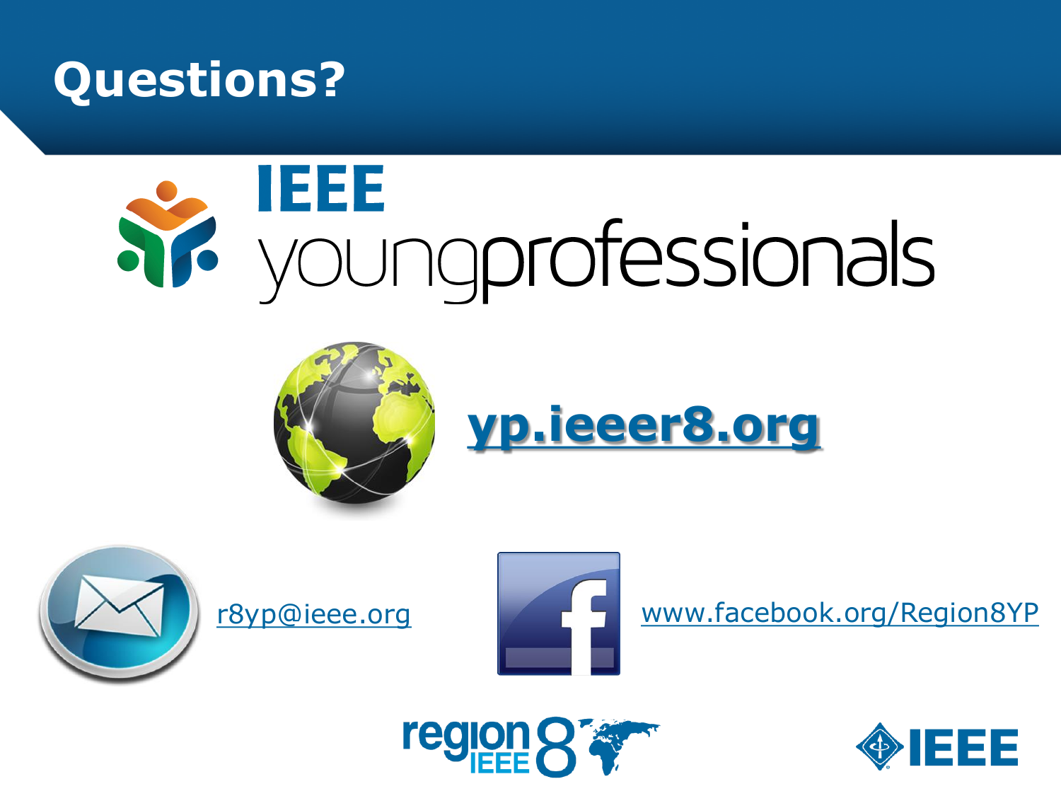# Questions?

IEEE youngprofessionals

yp.ieeer8.org

r8yp@ieee.org

www.facebook.org/Region8YP

region 8 IEEE

IEEE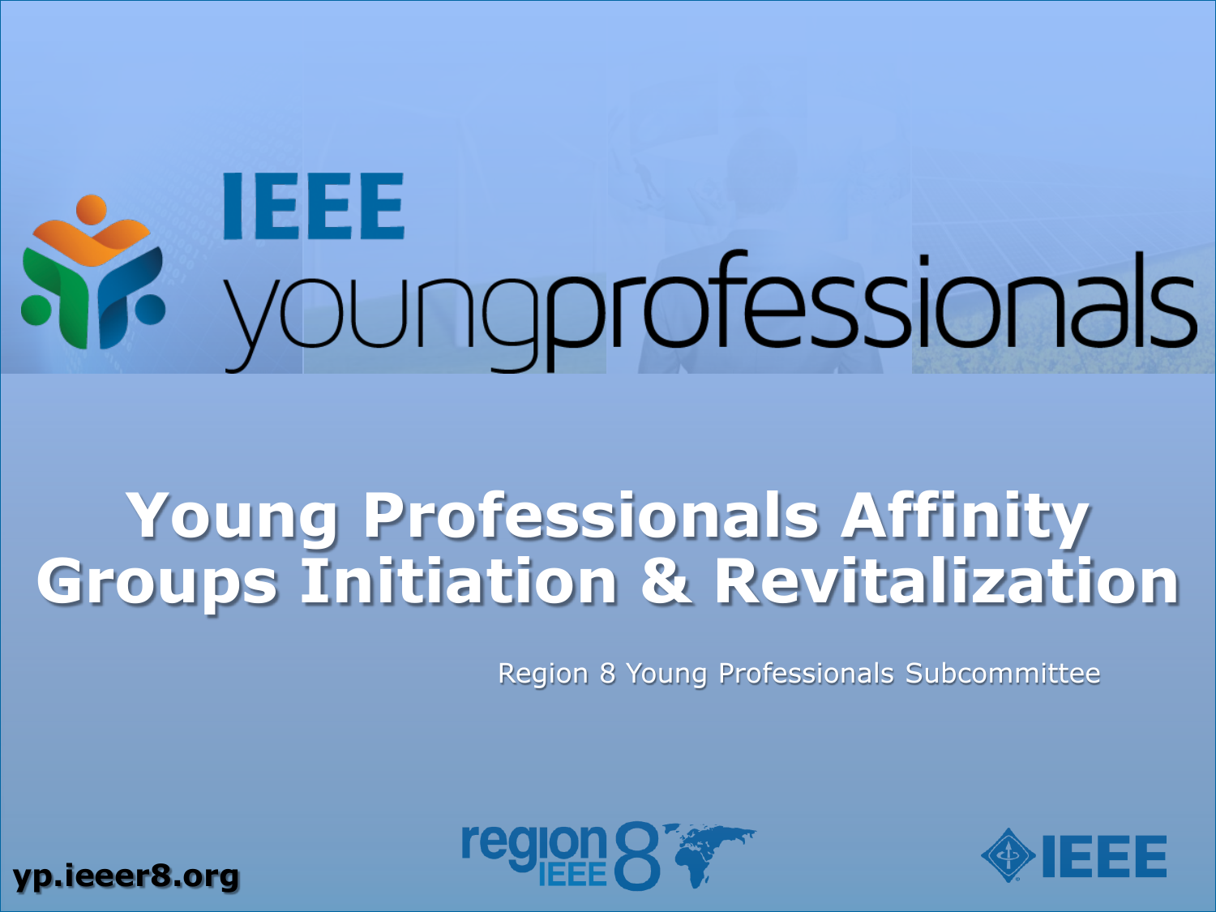# IEEE youngprofessionals

## Young Professionals Affinity Groups Initiation & Revitalization

Region 8 Young Professionals Subcommittee

yp.ieeer8.org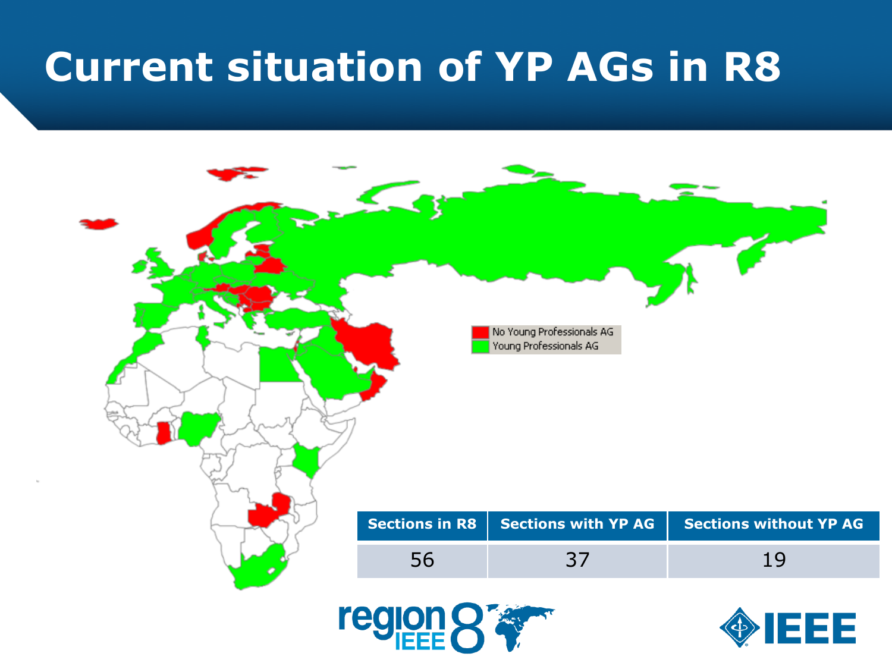# Current situation of YP AGs in R8

No Young Professionals AG

Young Professionals AG

| Sections in R8 | Sections with YP AG | Sections without YP AG |
|---|---|---|
| 56 | 37 | 19 |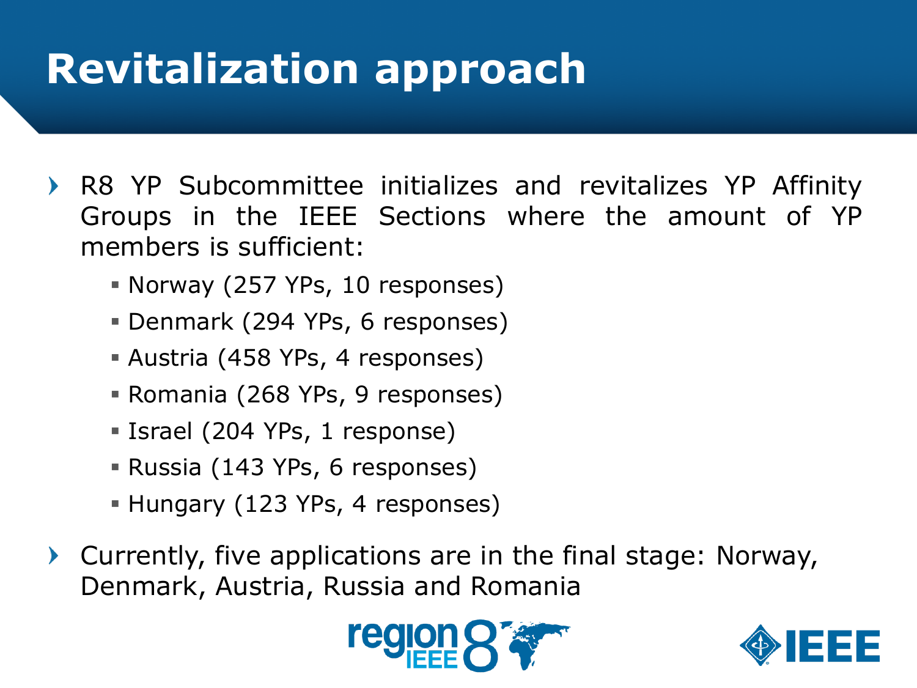# Revitalization approach

- R8 YP Subcommittee initializes and revitalizes YP Affinity Groups in the IEEE Sections where the amount of YP members is sufficient:
  - Norway (257 YPs, 10 responses)
  - Denmark (294 YPs, 6 responses)
  - Austria (458 YPs, 4 responses)
  - Romania (268 YPs, 9 responses)
  - Israel (204 YPs, 1 response)
  - Russia (143 YPs, 6 responses)
  - Hungary (123 YPs, 4 responses)
- Currently, five applications are in the final stage: Norway, Denmark, Austria, Russia and Romania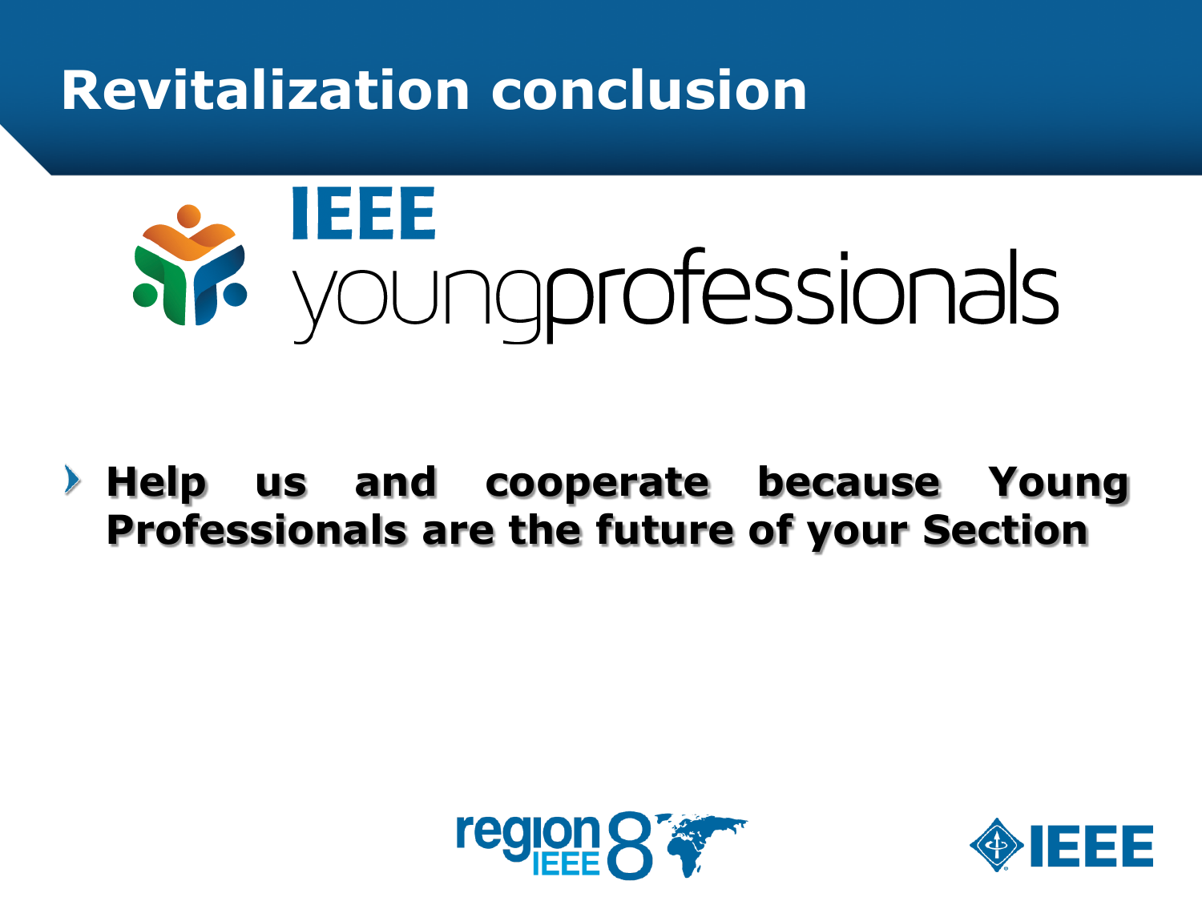# Revitalization conclusion

IEEE youngprofessionals

- **Help us and cooperate because Young Professionals are the future of your Section**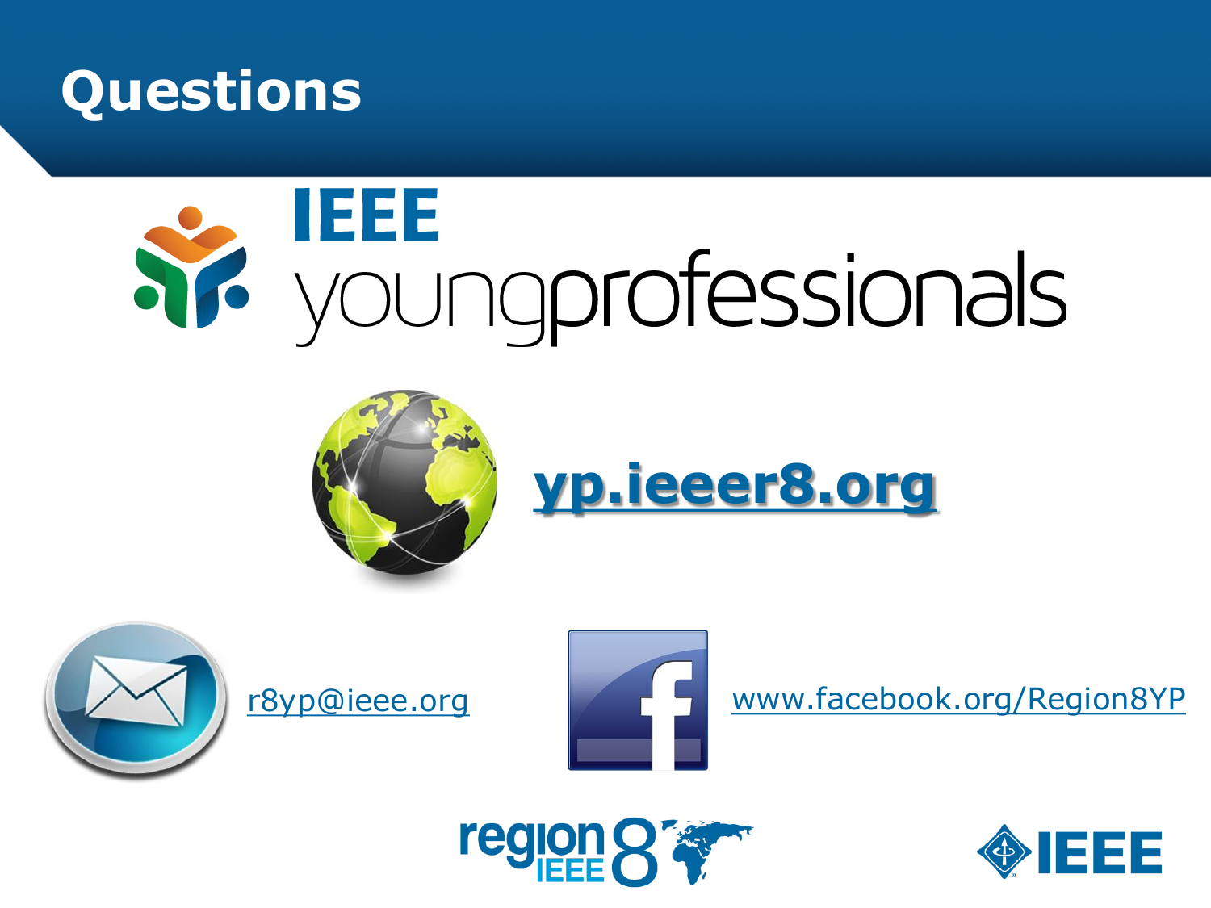# Questions

IEEE youngprofessionals

yp.ieeer8.org

r8yp@ieee.org

www.facebook.org/Region8YP

region 8 IEEE

IEEE